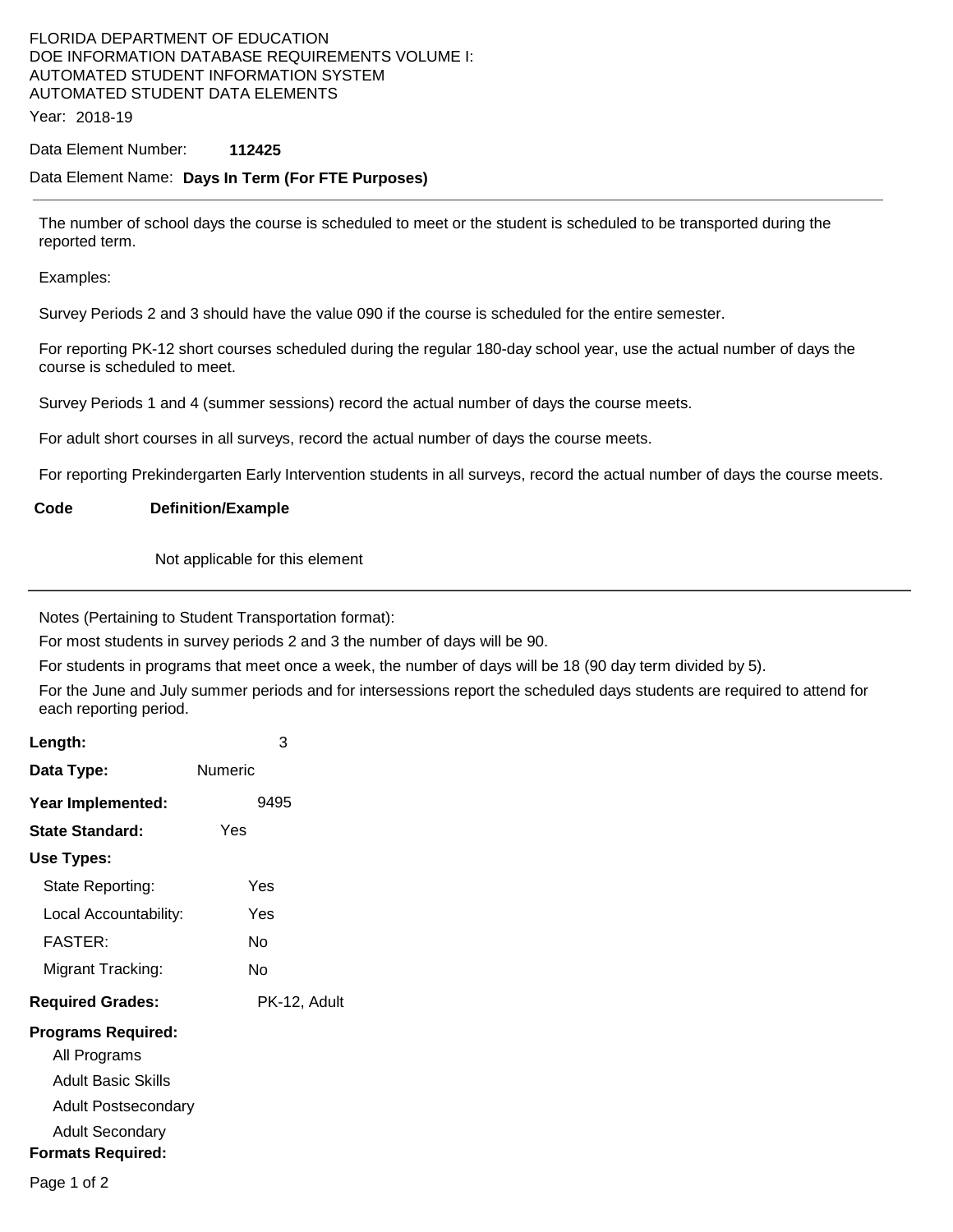FLORIDA DEPARTMENT OF EDUCATION
DOE INFORMATION DATABASE REQUIREMENTS VOLUME I:
AUTOMATED STUDENT INFORMATION SYSTEM
AUTOMATED STUDENT DATA ELEMENTS

Year: 2018-19

Data Element Number: **112425**

Data Element Name: **Days In Term (For FTE Purposes)**

---

The number of school days the course is scheduled to meet or the student is scheduled to be transported during the reported term.

Examples:

Survey Periods 2 and 3 should have the value 090 if the course is scheduled for the entire semester.

For reporting PK-12 short courses scheduled during the regular 180-day school year, use the actual number of days the course is scheduled to meet.

Survey Periods 1 and 4 (summer sessions) record the actual number of days the course meets.

For adult short courses in all surveys, record the actual number of days the course meets.

For reporting Prekindergarten Early Intervention students in all surveys, record the actual number of days the course meets.

| Code | Definition/Example |
|---|---|
| | Not applicable for this element |

---

Notes (Pertaining to Student Transportation format):

For most students in survey periods 2 and 3 the number of days will be 90.

For students in programs that meet once a week, the number of days will be 18 (90 day term divided by 5).

For the June and July summer periods and for intersessions report the scheduled days students are required to attend for each reporting period.

**Length:** 3

**Data Type:** Numeric

**Year Implemented:** 9495

**State Standard:** Yes

**Use Types:**

- State Reporting: Yes
- Local Accountability: Yes
- FASTER: No
- Migrant Tracking: No

**Required Grades:** PK-12, Adult

**Programs Required:**

- All Programs
- Adult Basic Skills
- Adult Postsecondary
- Adult Secondary

**Formats Required:**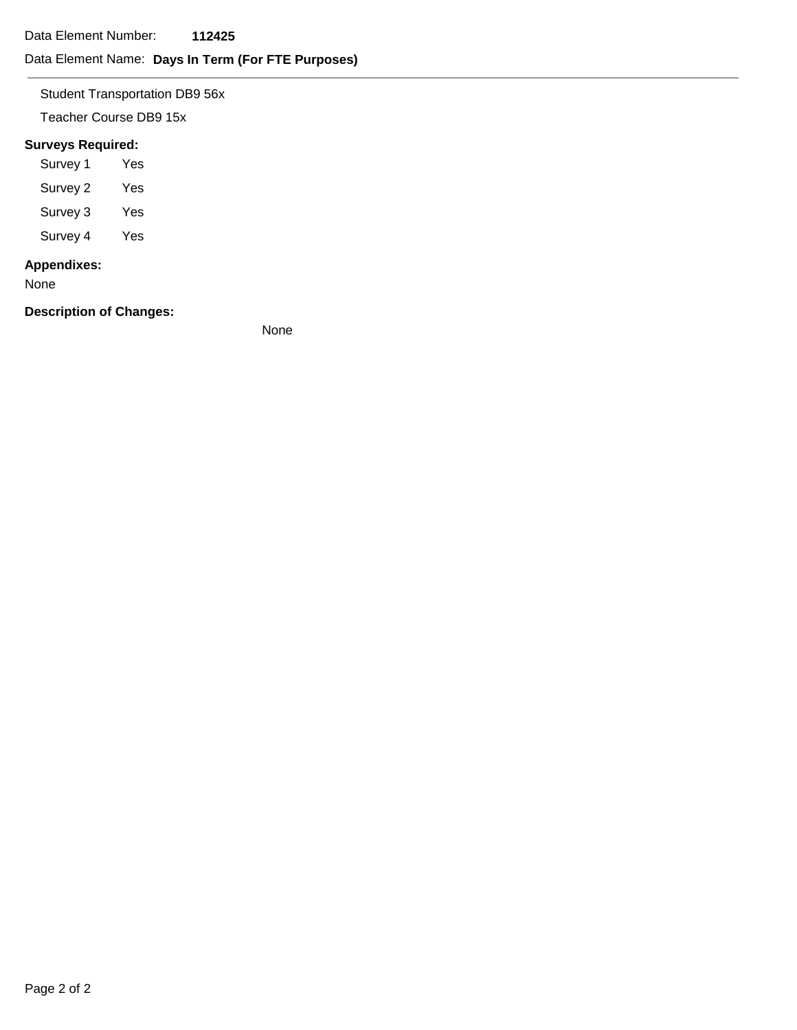Data Element Number: **112425**

Data Element Name: **Days In Term (For FTE Purposes)**

---

Student Transportation DB9 56x

Teacher Course DB9 15x

**Surveys Required:**

| | |
|---|---|
| Survey 1 | Yes |
| Survey 2 | Yes |
| Survey 3 | Yes |
| Survey 4 | Yes |

**Appendixes:**

None

**Description of Changes:**

None